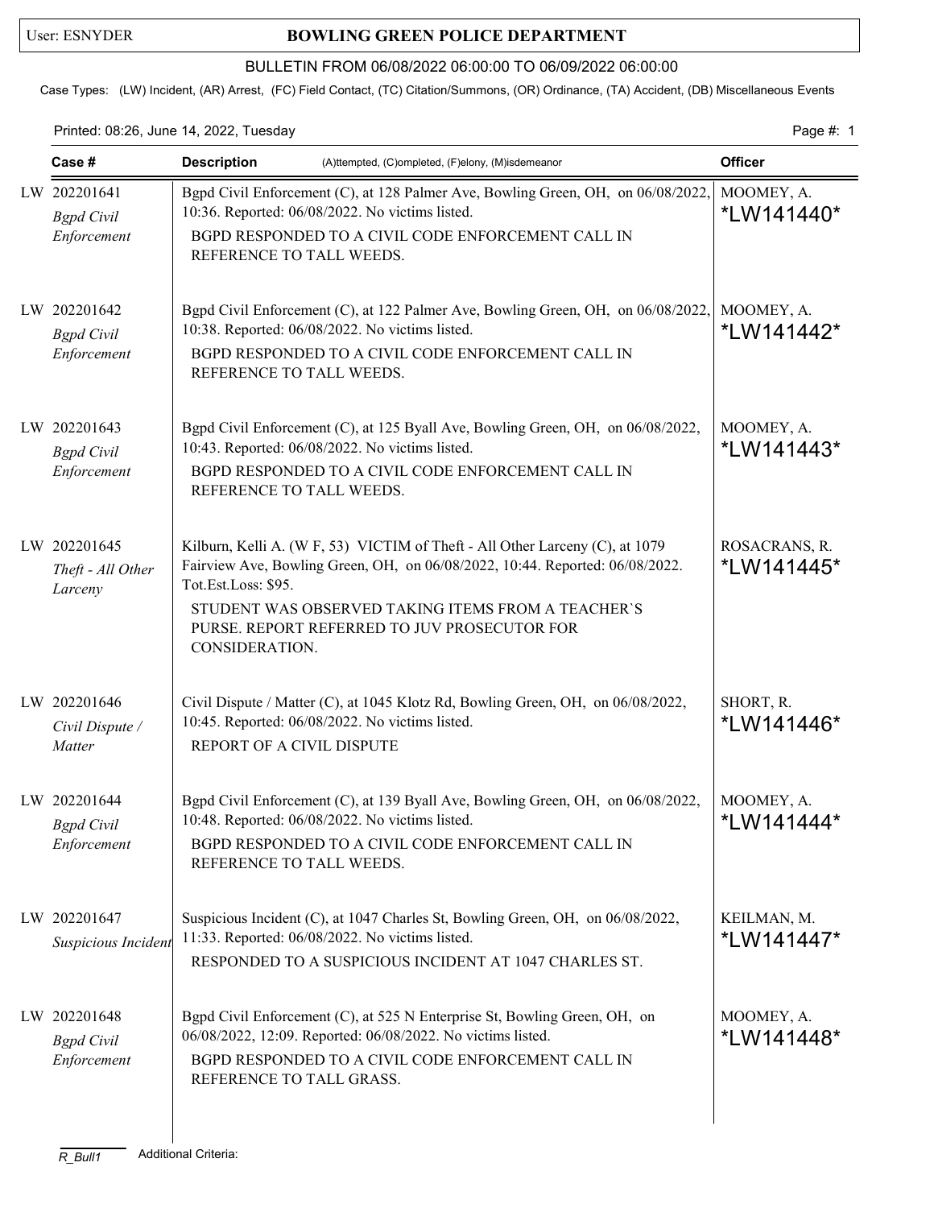User: ESNYDER

# BOWLING GREEN POLICE DEPARTMENT

BULLETIN FROM 06/08/2022 06:00:00 TO 06/09/2022 06:00:00

Case Types: (LW) Incident, (AR) Arrest, (FC) Field Contact, (TC) Citation/Summons, (OR) Ordinance, (TA) Accident, (DB) Miscellaneous Events

Printed: 08:26, June 14, 2022, Tuesday

| Case # | Description (A)ttempted, (C)ompleted, (F)elony, (M)isdemeanor | Officer |
|---|---|---|
| LW 202201641 *Bgpd Civil Enforcement* | Bgpd Civil Enforcement (C), at 128 Palmer Ave, Bowling Green, OH, on 06/08/2022, 10:36. Reported: 06/08/2022. No victims listed. BGPD RESPONDED TO A CIVIL CODE ENFORCEMENT CALL IN REFERENCE TO TALL WEEDS. | MOOMEY, A. *LW141440* |
| LW 202201642 *Bgpd Civil Enforcement* | Bgpd Civil Enforcement (C), at 122 Palmer Ave, Bowling Green, OH, on 06/08/2022, 10:38. Reported: 06/08/2022. No victims listed. BGPD RESPONDED TO A CIVIL CODE ENFORCEMENT CALL IN REFERENCE TO TALL WEEDS. | MOOMEY, A. *LW141442* |
| LW 202201643 *Bgpd Civil Enforcement* | Bgpd Civil Enforcement (C), at 125 Byall Ave, Bowling Green, OH, on 06/08/2022, 10:43. Reported: 06/08/2022. No victims listed. BGPD RESPONDED TO A CIVIL CODE ENFORCEMENT CALL IN REFERENCE TO TALL WEEDS. | MOOMEY, A. *LW141443* |
| LW 202201645 *Theft - All Other Larceny* | Kilburn, Kelli A. (W F, 53) VICTIM of Theft - All Other Larceny (C), at 1079 Fairview Ave, Bowling Green, OH, on 06/08/2022, 10:44. Reported: 06/08/2022. Tot.Est.Loss: $95. STUDENT WAS OBSERVED TAKING ITEMS FROM A TEACHER`S PURSE. REPORT REFERRED TO JUV PROSECUTOR FOR CONSIDERATION. | ROSACRANS, R. *LW141445* |
| LW 202201646 *Civil Dispute / Matter* | Civil Dispute / Matter (C), at 1045 Klotz Rd, Bowling Green, OH, on 06/08/2022, 10:45. Reported: 06/08/2022. No victims listed. REPORT OF A CIVIL DISPUTE | SHORT, R. *LW141446* |
| LW 202201644 *Bgpd Civil Enforcement* | Bgpd Civil Enforcement (C), at 139 Byall Ave, Bowling Green, OH, on 06/08/2022, 10:48. Reported: 06/08/2022. No victims listed. BGPD RESPONDED TO A CIVIL CODE ENFORCEMENT CALL IN REFERENCE TO TALL WEEDS. | MOOMEY, A. *LW141444* |
| LW 202201647 *Suspicious Incident* | Suspicious Incident (C), at 1047 Charles St, Bowling Green, OH, on 06/08/2022, 11:33. Reported: 06/08/2022. No victims listed. RESPONDED TO A SUSPICIOUS INCIDENT AT 1047 CHARLES ST. | KEILMAN, M. *LW141447* |
| LW 202201648 *Bgpd Civil Enforcement* | Bgpd Civil Enforcement (C), at 525 N Enterprise St, Bowling Green, OH, on 06/08/2022, 12:09. Reported: 06/08/2022. No victims listed. BGPD RESPONDED TO A CIVIL CODE ENFORCEMENT CALL IN REFERENCE TO TALL GRASS. | MOOMEY, A. *LW141448* |

R_Bull1 Additional Criteria: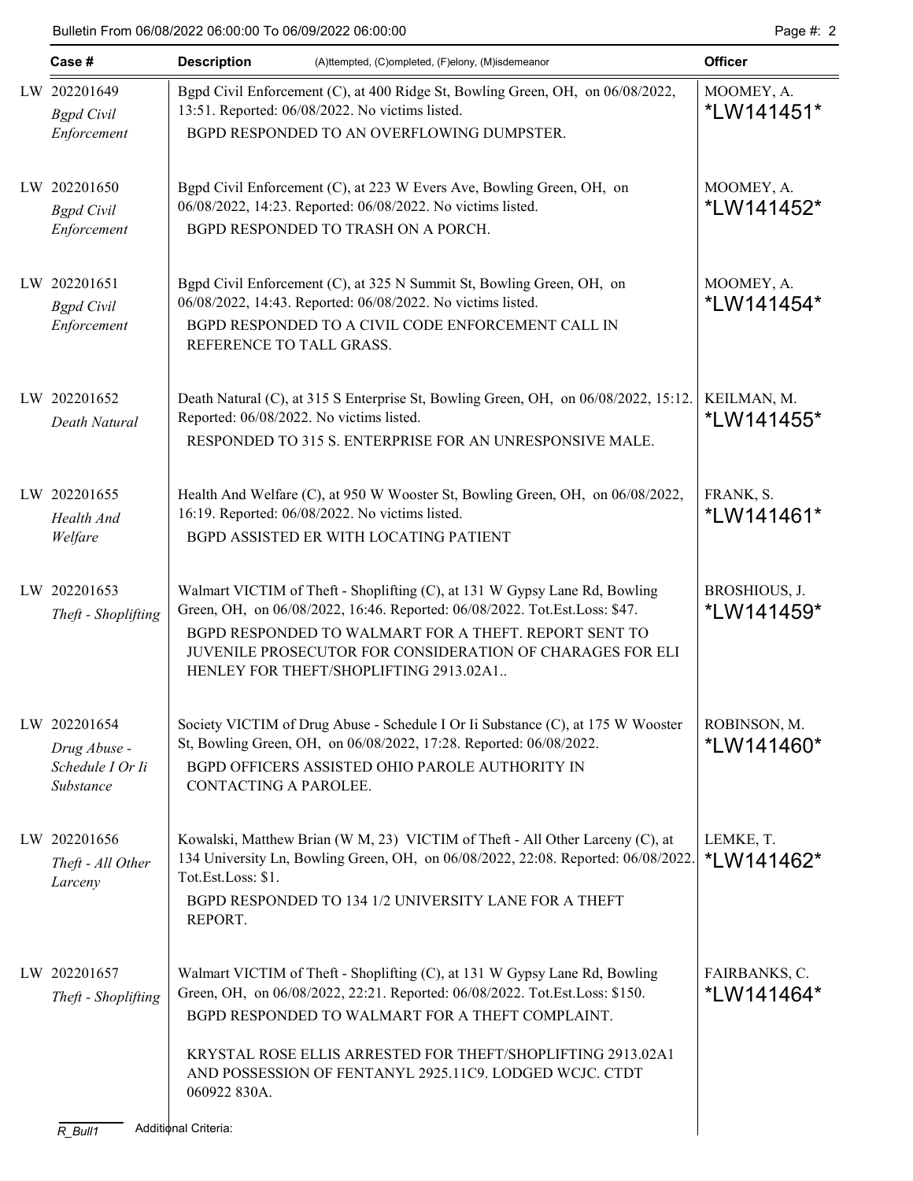| Case # | Description (A)ttempted, (C)ompleted, (F)elony, (M)isdemeanor | Officer |
|---|---|---|
| LW 202201649 *Bgpd Civil Enforcement* | Bgpd Civil Enforcement (C), at 400 Ridge St, Bowling Green, OH, on 06/08/2022, 13:51. Reported: 06/08/2022. No victims listed. BGPD RESPONDED TO AN OVERFLOWING DUMPSTER. | MOOMEY, A. *LW141451* |
| LW 202201650 *Bgpd Civil Enforcement* | Bgpd Civil Enforcement (C), at 223 W Evers Ave, Bowling Green, OH, on 06/08/2022, 14:23. Reported: 06/08/2022. No victims listed. BGPD RESPONDED TO TRASH ON A PORCH. | MOOMEY, A. *LW141452* |
| LW 202201651 *Bgpd Civil Enforcement* | Bgpd Civil Enforcement (C), at 325 N Summit St, Bowling Green, OH, on 06/08/2022, 14:43. Reported: 06/08/2022. No victims listed. BGPD RESPONDED TO A CIVIL CODE ENFORCEMENT CALL IN REFERENCE TO TALL GRASS. | MOOMEY, A. *LW141454* |
| LW 202201652 *Death Natural* | Death Natural (C), at 315 S Enterprise St, Bowling Green, OH, on 06/08/2022, 15:12. Reported: 06/08/2022. No victims listed. RESPONDED TO 315 S. ENTERPRISE FOR AN UNRESPONSIVE MALE. | KEILMAN, M. *LW141455* |
| LW 202201655 *Health And Welfare* | Health And Welfare (C), at 950 W Wooster St, Bowling Green, OH, on 06/08/2022, 16:19. Reported: 06/08/2022. No victims listed. BGPD ASSISTED ER WITH LOCATING PATIENT | FRANK, S. *LW141461* |
| LW 202201653 *Theft - Shoplifting* | Walmart VICTIM of Theft - Shoplifting (C), at 131 W Gypsy Lane Rd, Bowling Green, OH, on 06/08/2022, 16:46. Reported: 06/08/2022. Tot.Est.Loss: $47. BGPD RESPONDED TO WALMART FOR A THEFT. REPORT SENT TO JUVENILE PROSECUTOR FOR CONSIDERATION OF CHARAGES FOR ELI HENLEY FOR THEFT/SHOPLIFTING 2913.02A1.. | BROSHIOUS, J. *LW141459* |
| LW 202201654 *Drug Abuse - Schedule I Or Ii Substance* | Society VICTIM of Drug Abuse - Schedule I Or Ii Substance (C), at 175 W Wooster St, Bowling Green, OH, on 06/08/2022, 17:28. Reported: 06/08/2022. BGPD OFFICERS ASSISTED OHIO PAROLE AUTHORITY IN CONTACTING A PAROLEE. | ROBINSON, M. *LW141460* |
| LW 202201656 *Theft - All Other Larceny* | Kowalski, Matthew Brian (W M, 23) VICTIM of Theft - All Other Larceny (C), at 134 University Ln, Bowling Green, OH, on 06/08/2022, 22:08. Reported: 06/08/2022. Tot.Est.Loss: $1. BGPD RESPONDED TO 134 1/2 UNIVERSITY LANE FOR A THEFT REPORT. | LEMKE, T. *LW141462* |
| LW 202201657 *Theft - Shoplifting* | Walmart VICTIM of Theft - Shoplifting (C), at 131 W Gypsy Lane Rd, Bowling Green, OH, on 06/08/2022, 22:21. Reported: 06/08/2022. Tot.Est.Loss: $150. BGPD RESPONDED TO WALMART FOR A THEFT COMPLAINT. KRYSTAL ROSE ELLIS ARRESTED FOR THEFT/SHOPLIFTING 2913.02A1 AND POSSESSION OF FENTANYL 2925.11C9. LODGED WCJC. CTDT 060922 830A. | FAIRBANKS, C. *LW141464* |

Additional Criteria: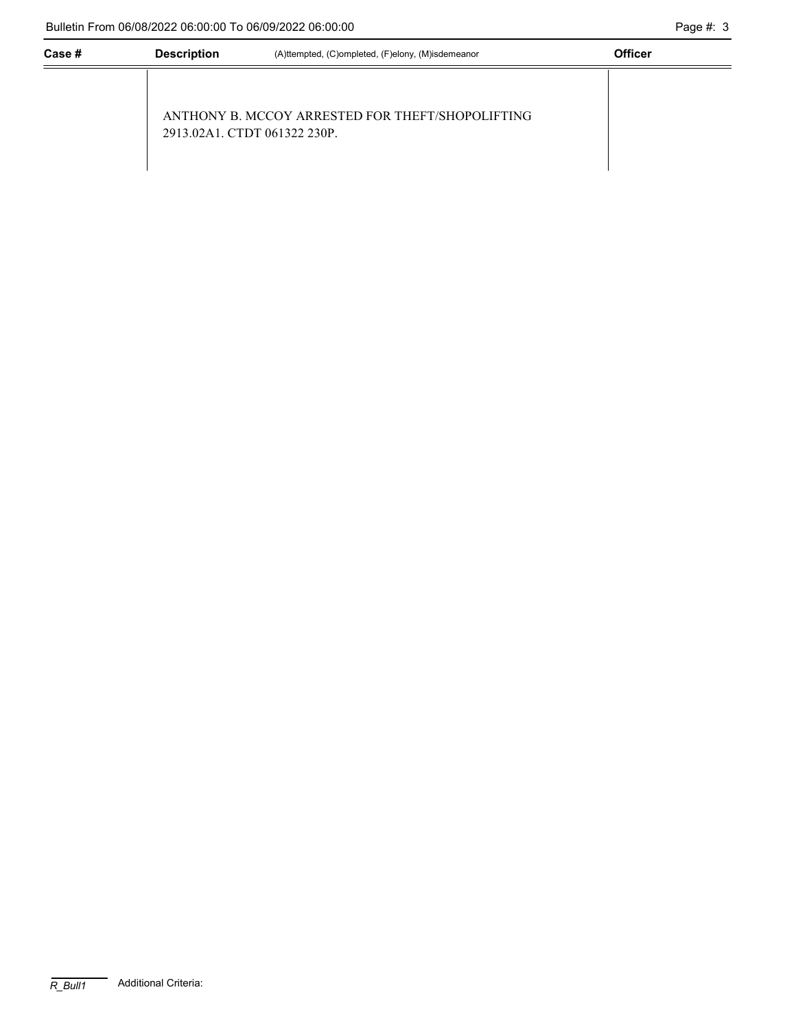| Case # | Description | (A)ttempted, (C)ompleted, (F)elony, (M)isdemeanor | Officer |
| --- | --- | --- | --- |
| | ANTHONY B. MCCOY ARRESTED FOR THEFT/SHOPOLIFTING 2913.02A1. CTDT 061322 230P. | | |

R_Bull1 Additional Criteria: